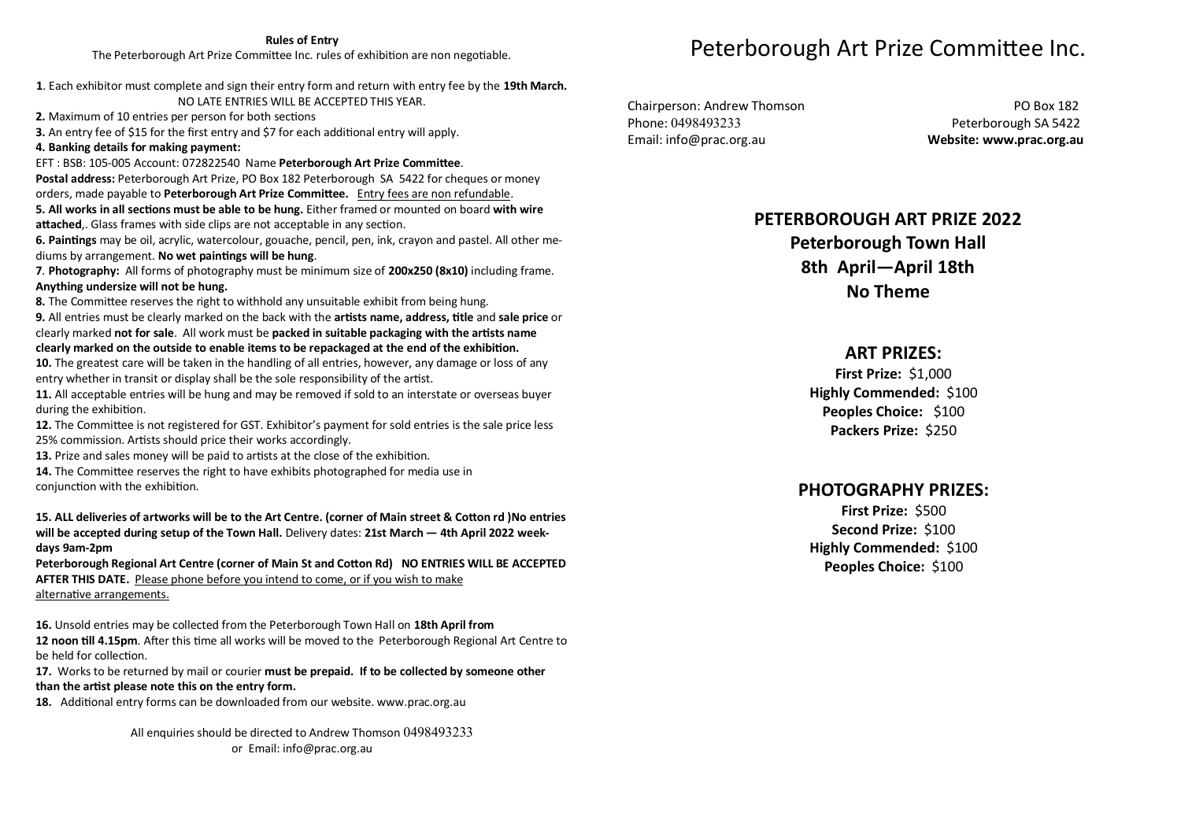**Rules of Entry**

The Peterborough Art Prize Committee Inc. rules of exhibition are non negotiable.

**1**. Each exhibitor must complete and sign their entry form and return with entry fee by the **19th March.** NO LATE ENTRIES WILL BE ACCEPTED THIS YEAR.

**2.** Maximum of 10 entries per person for both sections

**3.** An entry fee of $15 for the first entry and $7 for each additional entry will apply.

**4. Banking details for making payment:**

EFT : BSB: 105-005 Account: 072822540 Name **Peterborough Art Prize Committee**.

**Postal address:** Peterborough Art Prize, PO Box 182 Peterborough SA 5422 for cheques or money orders, made payable to **Peterborough Art Prize Committee.** Entry fees are non refundable.

**5. All works in all sections must be able to be hung.** Either framed or mounted on board **with wire attached**,. Glass frames with side clips are not acceptable in any section.

**6. Paintings** may be oil, acrylic, watercolour, gouache, pencil, pen, ink, crayon and pastel. All other mediums by arrangement. **No wet paintings will be hung**.

**7**. **Photography:** All forms of photography must be minimum size of **200x250 (8x10)** including frame. **Anything undersize will not be hung.**

**8.** The Committee reserves the right to withhold any unsuitable exhibit from being hung.

**9.** All entries must be clearly marked on the back with the **artists name, address, title** and **sale price** or clearly marked **not for sale**. All work must be **packed in suitable packaging with the artists name clearly marked on the outside to enable items to be repackaged at the end of the exhibition.**

**10.** The greatest care will be taken in the handling of all entries, however, any damage or loss of any entry whether in transit or display shall be the sole responsibility of the artist.

**11.** All acceptable entries will be hung and may be removed if sold to an interstate or overseas buyer during the exhibition.

**12.** The Committee is not registered for GST. Exhibitor's payment for sold entries is the sale price less 25% commission. Artists should price their works accordingly.

**13.** Prize and sales money will be paid to artists at the close of the exhibition.

**14.** The Committee reserves the right to have exhibits photographed for media use in conjunction with the exhibition.

**15. ALL deliveries of artworks will be to the Art Centre. (corner of Main street & Cotton rd )No entries will be accepted during setup of the Town Hall.** Delivery dates: **21st March — 4th April 2022 weekdays 9am-2pm**

**Peterborough Regional Art Centre (corner of Main St and Cotton Rd) NO ENTRIES WILL BE ACCEPTED AFTER THIS DATE.** Please phone before you intend to come, or if you wish to make alternative arrangements.

**16.** Unsold entries may be collected from the Peterborough Town Hall on **18th April from 12 noon till 4.15pm**. After this time all works will be moved to the Peterborough Regional Art Centre to be held for collection.

**17.** Works to be returned by mail or courier **must be prepaid. If to be collected by someone other than the artist please note this on the entry form.**

**18.** Additional entry forms can be downloaded from our website. www.prac.org.au

All enquiries should be directed to Andrew Thomson 0498493233
or Email: info@prac.org.au

# Peterborough Art Prize Committee Inc.

Chairperson: Andrew Thomson
Phone: 0498493233
Email: info@prac.org.au

PO Box 182
Peterborough SA 5422
**Website: www.prac.org.au**

## PETERBOROUGH ART PRIZE 2022

**Peterborough Town Hall**
**8th April—April 18th**
**No Theme**

### ART PRIZES:

**First Prize:** $1,000
**Highly Commended:** $100
**Peoples Choice:** $100
**Packers Prize:** $250

### PHOTOGRAPHY PRIZES:

**First Prize:** $500
**Second Prize:** $100
**Highly Commended:** $100
**Peoples Choice:** $100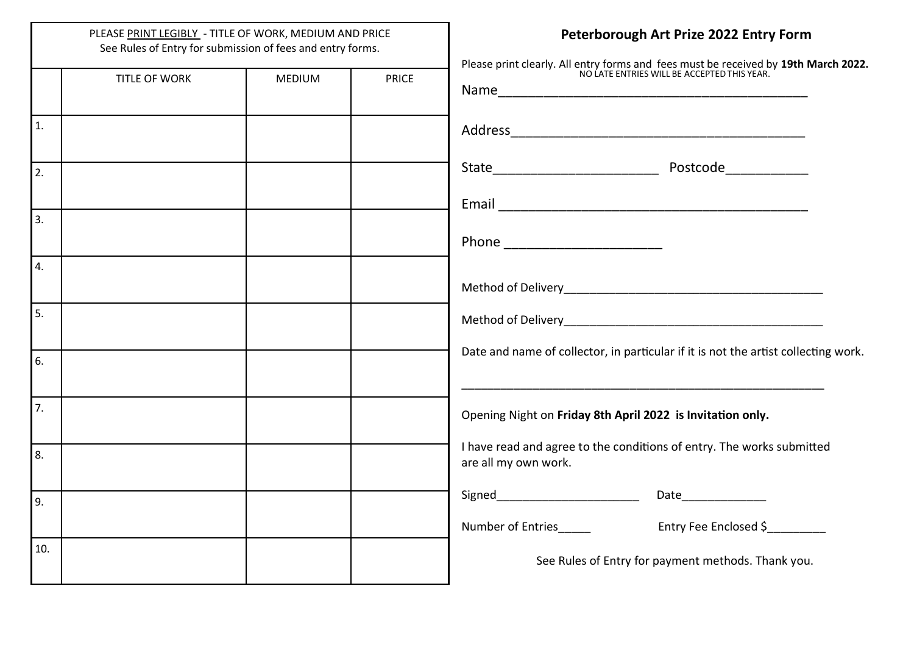PLEASE PRINT LEGIBLY - TITLE OF WORK, MEDIUM AND PRICE
See Rules of Entry for submission of fees and entry forms.

| | TITLE OF WORK | MEDIUM | PRICE |
|---|---|---|---|
| 1. | | | |
| 2. | | | |
| 3. | | | |
| 4. | | | |
| 5. | | | |
| 6. | | | |
| 7. | | | |
| 8. | | | |
| 9. | | | |
| 10. | | | |

## Peterborough Art Prize 2022 Entry Form

Please print clearly. All entry forms and fees must be received by **19th March 2022.**
NO LATE ENTRIES WILL BE ACCEPTED THIS YEAR.

Name___________________________________________

Address_________________________________________

State______________________ Postcode___________

Email ___________________________________________

Phone _____________________

Method of Delivery_________________________________________

Method of Delivery_________________________________________

Date and name of collector, in particular if it is not the artist collecting work.

___________________________________________________________

Opening Night on **Friday 8th April 2022 is Invitation only.**

I have read and agree to the conditions of entry. The works submitted are all my own work.

Signed______________________ Date_____________

Number of Entries_____ Entry Fee Enclosed $_________

See Rules of Entry for payment methods. Thank you.